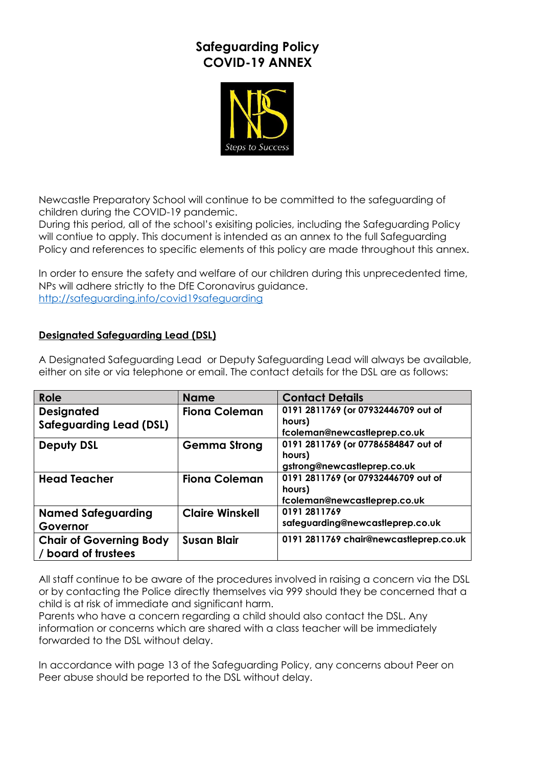# Safeguarding Policy
# COVID-19 ANNEX

Newcastle Preparatory School will continue to be committed to the safeguarding of children during the COVID-19 pandemic.
During this period, all of the school's exisiting policies, including the Safeguarding Policy will contiue to apply. This document is intended as an annex to the full Safeguarding Policy and references to specific elements of this policy are made throughout this annex.

In order to ensure the safety and welfare of our children during this unprecedented time, NPs will adhere strictly to the DfE Coronavirus guidance.
http://safeguarding.info/covid19safeguarding

## Designated Safeguarding Lead (DSL)

A Designated Safeguarding Lead or Deputy Safeguarding Lead will always be available, either on site or via telephone or email. The contact details for the DSL are as follows:

| Role | Name | Contact Details |
|---|---|---|
| Designated Safeguarding Lead (DSL) | Fiona Coleman | 0191 2811769 (or 07932446709 out of hours) fcoleman@newcastleprep.co.uk |
| Deputy DSL | Gemma Strong | 0191 2811769 (or 07786584847 out of hours) gstrong@newcastleprep.co.uk |
| Head Teacher | Fiona Coleman | 0191 2811769 (or 07932446709 out of hours) fcoleman@newcastleprep.co.uk |
| Named Safeguarding Governor | Claire Winskell | 0191 2811769 safeguarding@newcastleprep.co.uk |
| Chair of Governing Body / board of trustees | Susan Blair | 0191 2811769 chair@newcastleprep.co.uk |

All staff continue to be aware of the procedures involved in raising a concern via the DSL or by contacting the Police directly themselves via 999 should they be concerned that a child is at risk of immediate and significant harm.
Parents who have a concern regarding a child should also contact the DSL. Any information or concerns which are shared with a class teacher will be immediately forwarded to the DSL without delay.

In accordance with page 13 of the Safeguarding Policy, any concerns about Peer on Peer abuse should be reported to the DSL without delay.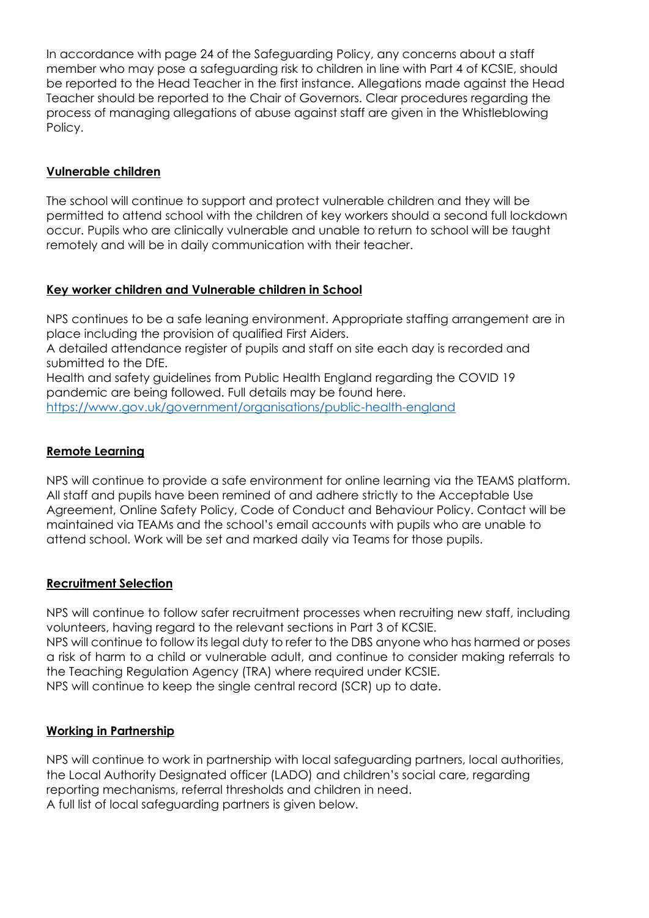In accordance with page 24 of the Safeguarding Policy, any concerns about a staff member who may pose a safeguarding risk to children in line with Part 4 of KCSIE, should be reported to the Head Teacher in the first instance. Allegations made against the Head Teacher should be reported to the Chair of Governors. Clear procedures regarding the process of managing allegations of abuse against staff are given in the Whistleblowing Policy.

## Vulnerable children

The school will continue to support and protect vulnerable children and they will be permitted to attend school with the children of key workers should a second full lockdown occur. Pupils who are clinically vulnerable and unable to return to school will be taught remotely and will be in daily communication with their teacher.

## Key worker children and Vulnerable children in School

NPS continues to be a safe leaning environment. Appropriate staffing arrangement are in place including the provision of qualified First Aiders.
A detailed attendance register of pupils and staff on site each day is recorded and submitted to the DfE.
Health and safety guidelines from Public Health England regarding the COVID 19 pandemic are being followed. Full details may be found here.
[https://www.gov.uk/government/organisations/public-health-england](https://www.gov.uk/government/organisations/public-health-england)

## Remote Learning

NPS will continue to provide a safe environment for online learning via the TEAMS platform. All staff and pupils have been remined of and adhere strictly to the Acceptable Use Agreement, Online Safety Policy, Code of Conduct and Behaviour Policy. Contact will be maintained via TEAMs and the school's email accounts with pupils who are unable to attend school. Work will be set and marked daily via Teams for those pupils.

## Recruitment Selection

NPS will continue to follow safer recruitment processes when recruiting new staff, including volunteers, having regard to the relevant sections in Part 3 of KCSIE.
NPS will continue to follow its legal duty to refer to the DBS anyone who has harmed or poses a risk of harm to a child or vulnerable adult, and continue to consider making referrals to the Teaching Regulation Agency (TRA) where required under KCSIE.
NPS will continue to keep the single central record (SCR) up to date.

## Working in Partnership

NPS will continue to work in partnership with local safeguarding partners, local authorities, the Local Authority Designated officer (LADO) and children's social care, regarding reporting mechanisms, referral thresholds and children in need.
A full list of local safeguarding partners is given below.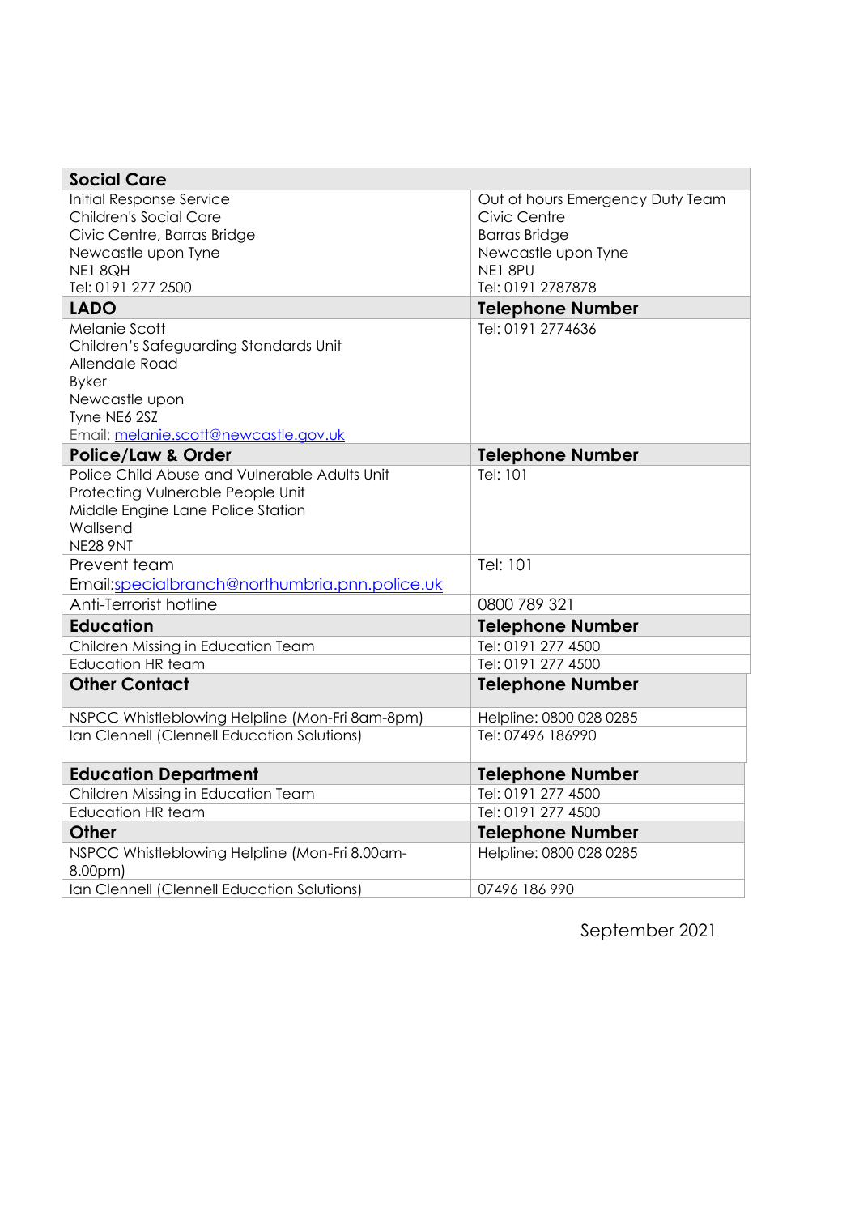| Social Care | |
|---|---|
| Initial Response Service<br>Children's Social Care<br>Civic Centre, Barras Bridge<br>Newcastle upon Tyne<br>NE1 8QH<br>Tel: 0191 277 2500 | Out of hours Emergency Duty Team<br>Civic Centre<br>Barras Bridge<br>Newcastle upon Tyne<br>NE1 8PU<br>Tel: 0191 2787878 |
| **LADO** | **Telephone Number** |
| Melanie Scott<br>Children's Safeguarding Standards Unit<br>Allendale Road<br>Byker<br>Newcastle upon<br>Tyne NE6 2SZ<br>Email: melanie.scott@newcastle.gov.uk | Tel: 0191 2774636 |
| **Police/Law & Order** | **Telephone Number** |
| Police Child Abuse and Vulnerable Adults Unit<br>Protecting Vulnerable People Unit<br>Middle Engine Lane Police Station<br>Wallsend<br>NE28 9NT | Tel: 101 |
| Prevent team<br>Email:specialbranch@northumbria.pnn.police.uk | Tel: 101 |
| Anti-Terrorist hotline | 0800 789 321 |
| **Education** | **Telephone Number** |
| Children Missing in Education Team | Tel: 0191 277 4500 |
| Education HR team | Tel: 0191 277 4500 |
| **Other Contact** | **Telephone Number** |
| NSPCC Whistleblowing Helpline (Mon-Fri 8am-8pm) | Helpline: 0800 028 0285 |
| Ian Clennell (Clennell Education Solutions) | Tel: 07496 186990 |
| **Education Department** | **Telephone Number** |
| Children Missing in Education Team | Tel: 0191 277 4500 |
| Education HR team | Tel: 0191 277 4500 |
| **Other** | **Telephone Number** |
| NSPCC Whistleblowing Helpline (Mon-Fri 8.00am-8.00pm) | Helpline: 0800 028 0285 |
| Ian Clennell (Clennell Education Solutions) | 07496 186 990 |

September 2021